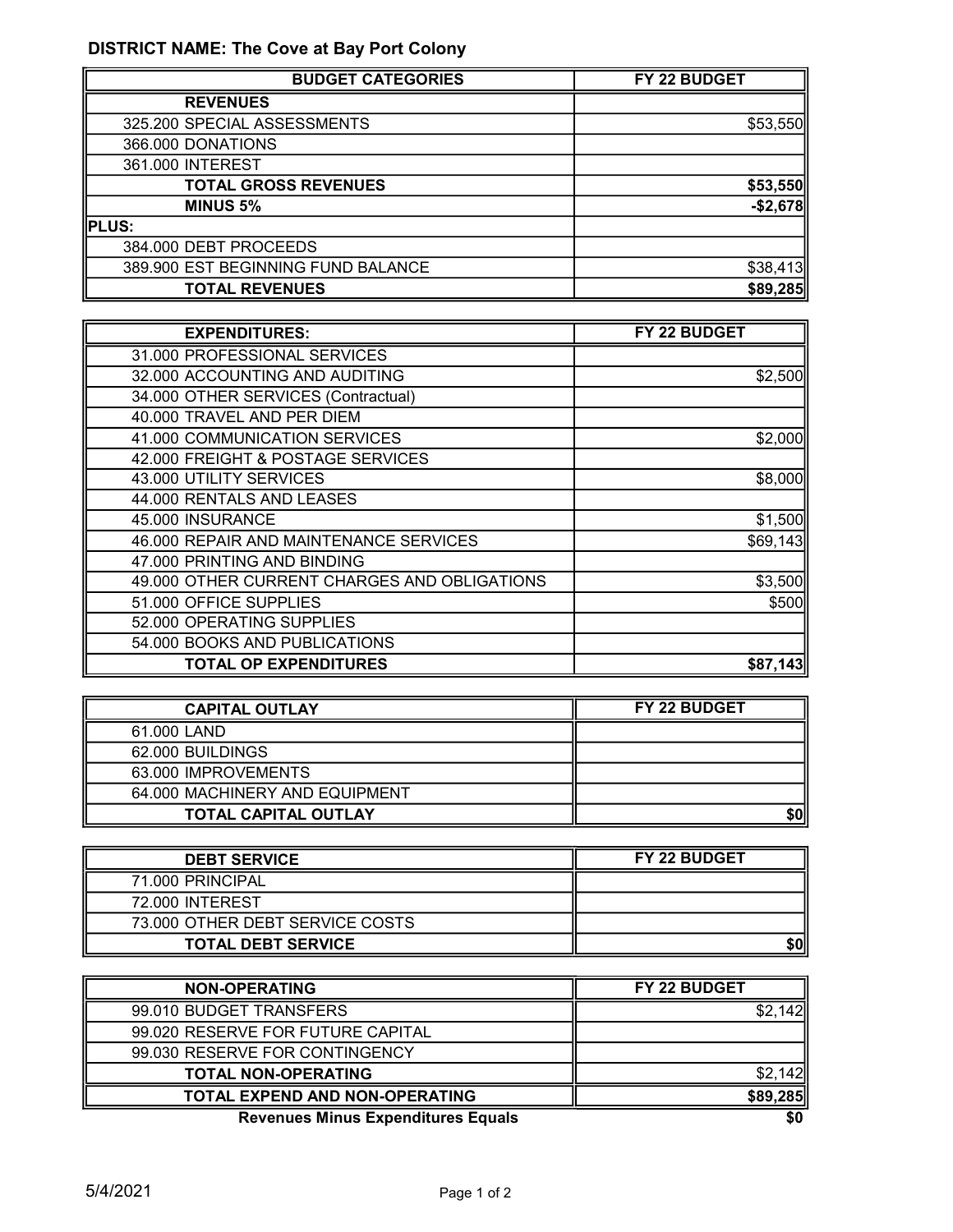**DISTRICT NAME: The Cove at Bay Port Colony**

| BUDGET CATEGORIES | FY 22 BUDGET |
|---|---|
| **REVENUES** | |
| 325.200 SPECIAL ASSESSMENTS | $53,550 |
| 366.000 DONATIONS | |
| 361.000 INTEREST | |
| **TOTAL GROSS REVENUES** | **$53,550** |
| **MINUS 5%** | **-$2,678** |
| **PLUS:** | |
| 384.000 DEBT PROCEEDS | |
| 389.900 EST BEGINNING FUND BALANCE | $38,413 |
| **TOTAL REVENUES** | **$89,285** |

| EXPENDITURES: | FY 22 BUDGET |
|---|---|
| 31.000 PROFESSIONAL SERVICES | |
| 32.000 ACCOUNTING AND AUDITING | $2,500 |
| 34.000 OTHER SERVICES (Contractual) | |
| 40.000 TRAVEL AND PER DIEM | |
| 41.000 COMMUNICATION SERVICES | $2,000 |
| 42.000 FREIGHT & POSTAGE SERVICES | |
| 43.000 UTILITY SERVICES | $8,000 |
| 44.000 RENTALS AND LEASES | |
| 45.000 INSURANCE | $1,500 |
| 46.000 REPAIR AND MAINTENANCE SERVICES | $69,143 |
| 47.000 PRINTING AND BINDING | |
| 49.000 OTHER CURRENT CHARGES AND OBLIGATIONS | $3,500 |
| 51.000 OFFICE SUPPLIES | $500 |
| 52.000 OPERATING SUPPLIES | |
| 54.000 BOOKS AND PUBLICATIONS | |
| **TOTAL OP EXPENDITURES** | **$87,143** |

| CAPITAL OUTLAY | FY 22 BUDGET |
|---|---|
| 61.000 LAND | |
| 62.000 BUILDINGS | |
| 63.000 IMPROVEMENTS | |
| 64.000 MACHINERY AND EQUIPMENT | |
| **TOTAL CAPITAL OUTLAY** | **$0** |

| DEBT SERVICE | FY 22 BUDGET |
|---|---|
| 71.000 PRINCIPAL | |
| 72.000 INTEREST | |
| 73.000 OTHER DEBT SERVICE COSTS | |
| **TOTAL DEBT SERVICE** | **$0** |

| NON-OPERATING | FY 22 BUDGET |
|---|---|
| 99.010 BUDGET TRANSFERS | $2,142 |
| 99.020 RESERVE FOR FUTURE CAPITAL | |
| 99.030 RESERVE FOR CONTINGENCY | |
| **TOTAL NON-OPERATING** | $2,142 |
| **TOTAL EXPEND AND NON-OPERATING** | **$89,285** |
| **Revenues Minus Expenditures Equals** | **$0** |

5/4/2021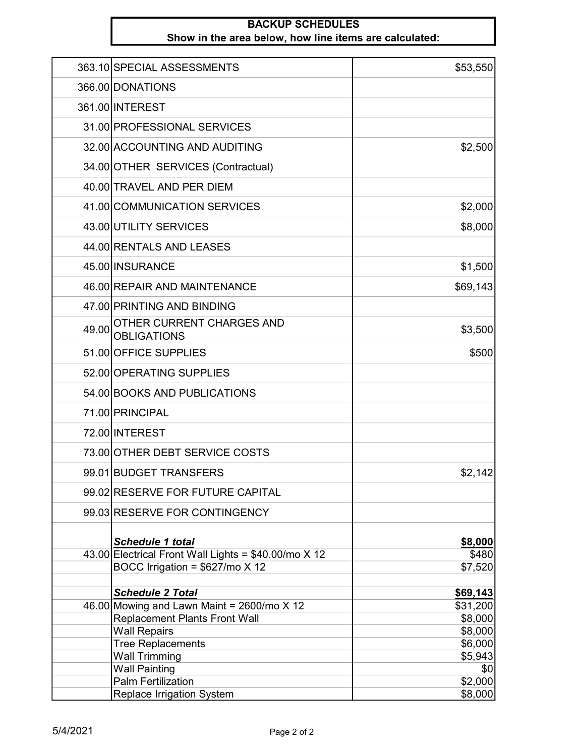**BACKUP SCHEDULES**
**Show in the area below, how line items are calculated:**

| | | |
|---|---|---|
| 363.10 | SPECIAL ASSESSMENTS | $53,550 |
| 366.00 | DONATIONS | |
| 361.00 | INTEREST | |
| 31.00 | PROFESSIONAL SERVICES | |
| 32.00 | ACCOUNTING AND AUDITING | $2,500 |
| 34.00 | OTHER SERVICES (Contractual) | |
| 40.00 | TRAVEL AND PER DIEM | |
| 41.00 | COMMUNICATION SERVICES | $2,000 |
| 43.00 | UTILITY SERVICES | $8,000 |
| 44.00 | RENTALS AND LEASES | |
| 45.00 | INSURANCE | $1,500 |
| 46.00 | REPAIR AND MAINTENANCE | $69,143 |
| 47.00 | PRINTING AND BINDING | |
| 49.00 | OTHER CURRENT CHARGES AND OBLIGATIONS | $3,500 |
| 51.00 | OFFICE SUPPLIES | $500 |
| 52.00 | OPERATING SUPPLIES | |
| 54.00 | BOOKS AND PUBLICATIONS | |
| 71.00 | PRINCIPAL | |
| 72.00 | INTEREST | |
| 73.00 | OTHER DEBT SERVICE COSTS | |
| 99.01 | BUDGET TRANSFERS | $2,142 |
| 99.02 | RESERVE FOR FUTURE CAPITAL | |
| 99.03 | RESERVE FOR CONTINGENCY | |
| | | |
| | ***Schedule 1 total*** | **$8,000** |
| 43.00 | Electrical Front Wall Lights = $40.00/mo X 12 | $480 |
| | BOCC Irrigation = $627/mo X 12 | $7,520 |
| | | |
| | ***Schedule 2 Total*** | **$69,143** |
| 46.00 | Mowing and Lawn Maint = 2600/mo X 12 | $31,200 |
| | Replacement Plants Front Wall | $8,000 |
| | Wall Repairs | $8,000 |
| | Tree Replacements | $6,000 |
| | Wall Trimming | $5,943 |
| | Wall Painting | $0 |
| | Palm Fertilization | $2,000 |
| | Replace Irrigation System | $8,000 |

5/4/2021